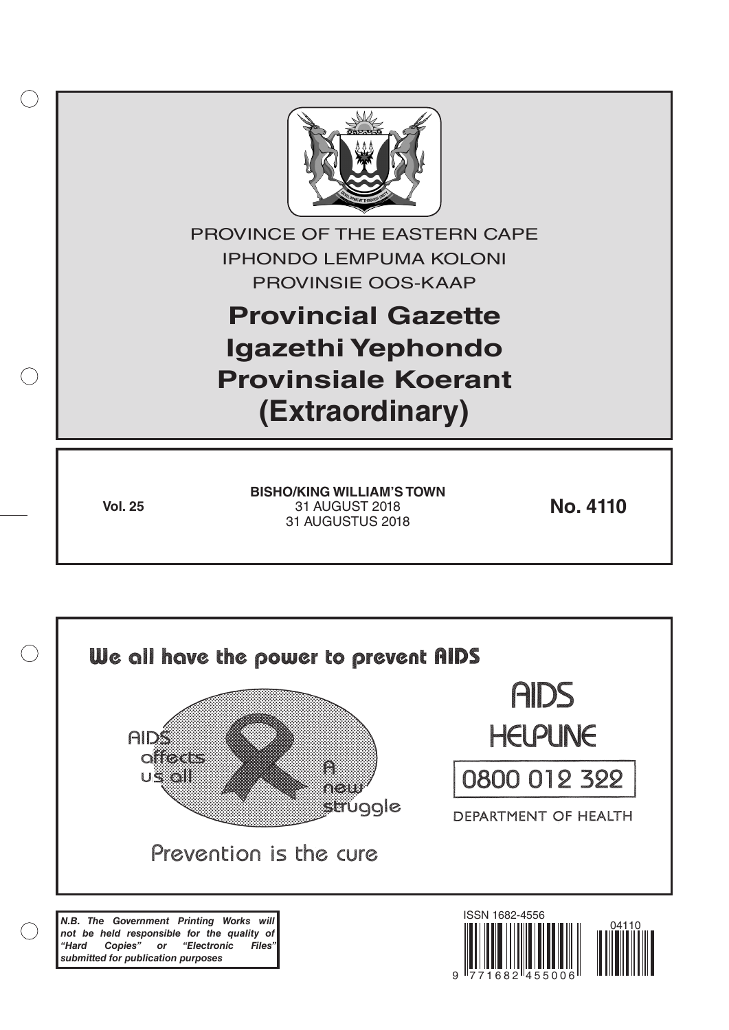PROVINCE OF THE EASTERN CAPE

IPHONDO LEMPUMA KOLONI

PROVINSIE OOS-KAAP

# Provincial Gazette
# Igazethi Yephondo
# Provinsiale Koerant
# (Extraordinary)

**Vol. 25**

**BISHO/KING WILLIAM'S TOWN**
31 AUGUST 2018
31 AUGUSTUS 2018

**No. 4110**

**We all have the power to prevent AIDS**

AIDS affects us all

A new struggle

Prevention is the cure

AIDS HELPLINE

0800 012 322

DEPARTMENT OF HEALTH

***N.B. The Government Printing Works will not be held responsible for the quality of "Hard Copies" or "Electronic Files" submitted for publication purposes***

ISSN 1682-4556

04110

9 771682 455006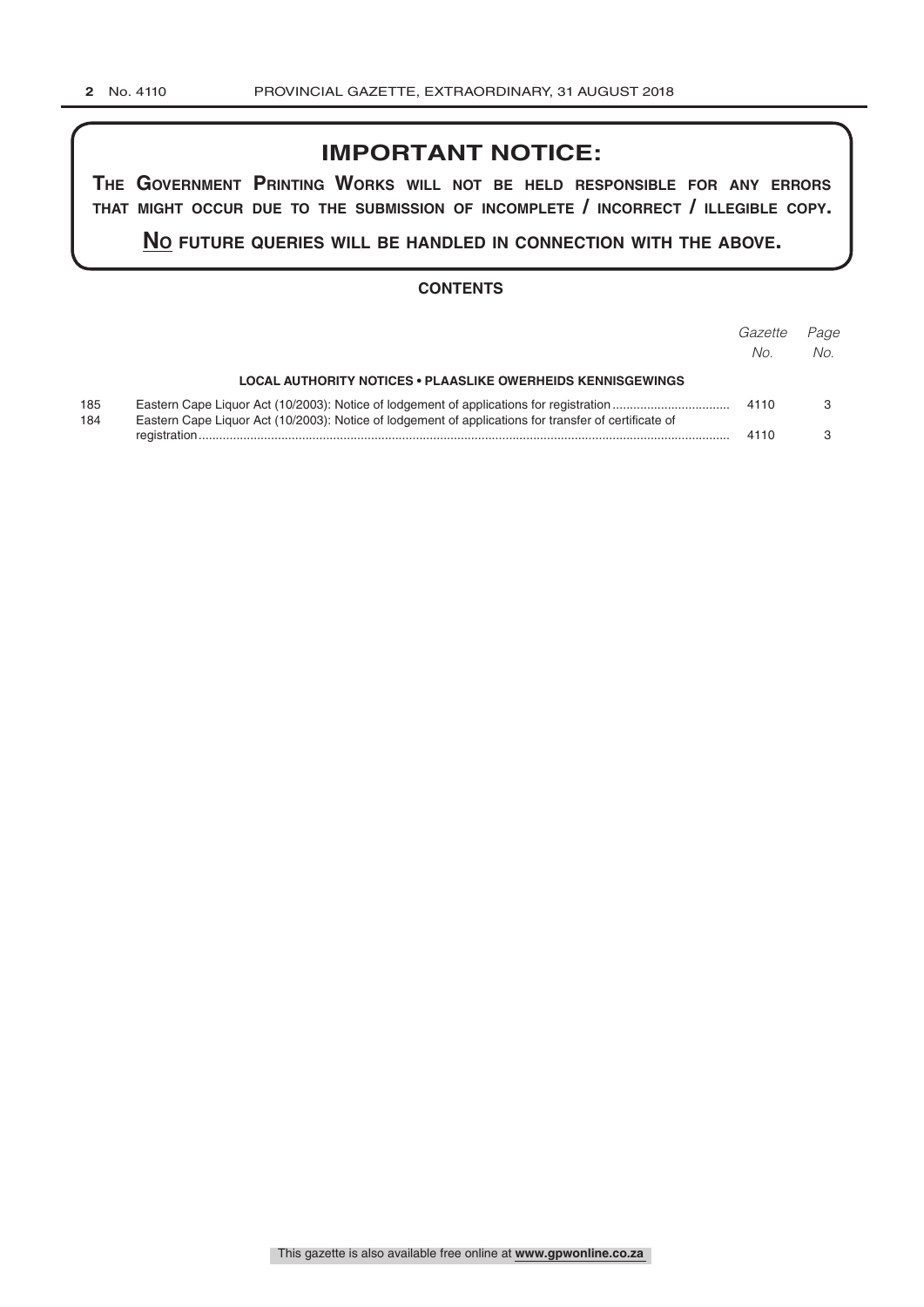## IMPORTANT NOTICE:

**THE GOVERNMENT PRINTING WORKS WILL NOT BE HELD RESPONSIBLE FOR ANY ERRORS THAT MIGHT OCCUR DUE TO THE SUBMISSION OF INCOMPLETE / INCORRECT / ILLEGIBLE COPY.**

**NO FUTURE QUERIES WILL BE HANDLED IN CONNECTION WITH THE ABOVE.**

### CONTENTS

| | | *Gazette No.* | *Page No.* |
|---|---|---|---|
| | **LOCAL AUTHORITY NOTICES • PLAASLIKE OWERHEIDS KENNISGEWINGS** | | |
| 185 | Eastern Cape Liquor Act (10/2003): Notice of lodgement of applications for registration | 4110 | 3 |
| 184 | Eastern Cape Liquor Act (10/2003): Notice of lodgement of applications for transfer of certificate of registration | 4110 | 3 |

This gazette is also available free online at **www.gpwonline.co.za**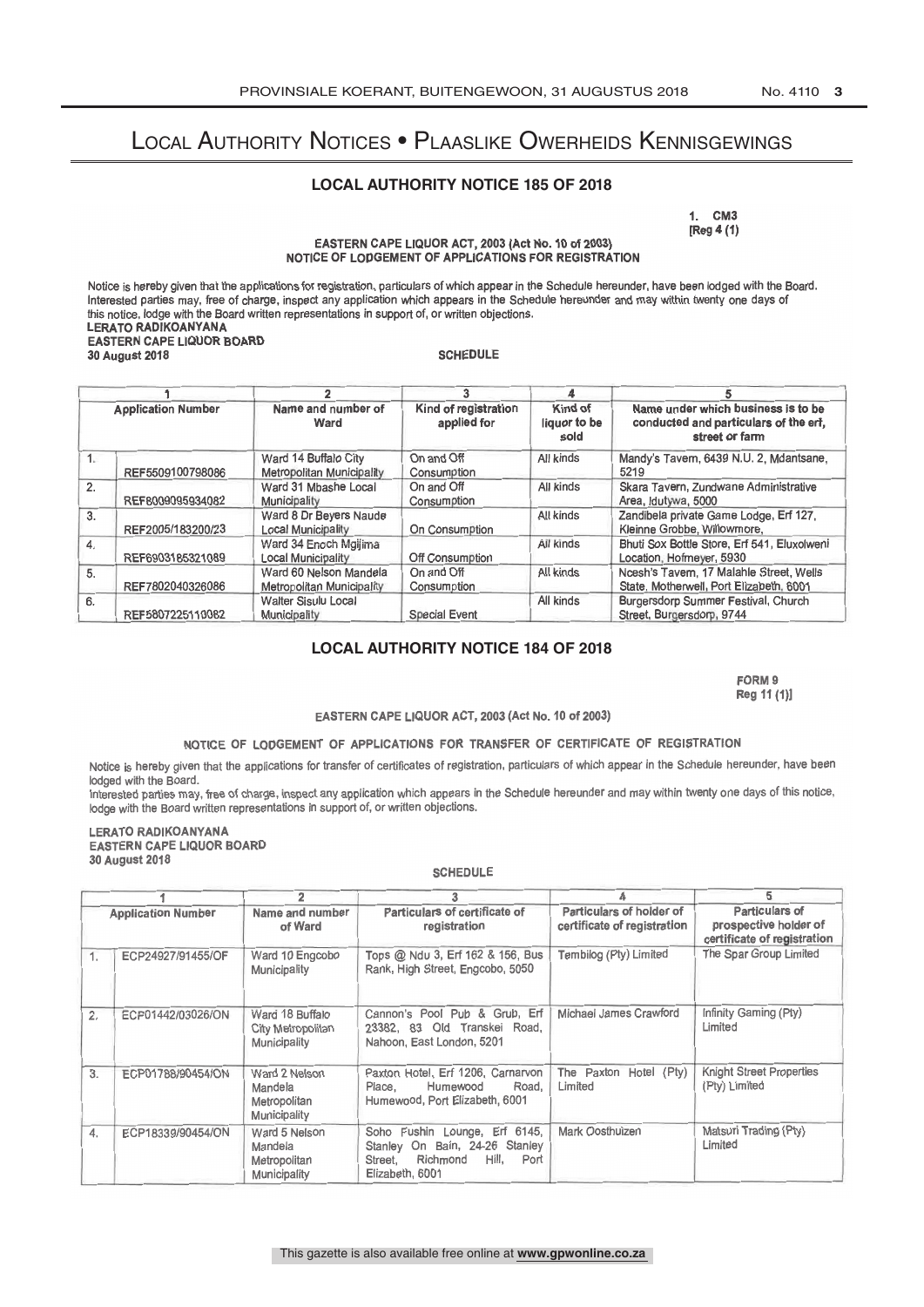# Local Authority Notices • Plaaslike Owerheids Kennisgewings

## LOCAL AUTHORITY NOTICE 185 OF 2018

1. CM3
[Reg 4 (1)

**EASTERN CAPE LIQUOR ACT, 2003 (Act No. 10 of 2003)**
**NOTICE OF LODGEMENT OF APPLICATIONS FOR REGISTRATION**

Notice is hereby given that the applications for registration, particulars of which appear in the Schedule hereunder, have been lodged with the Board. Interested parties may, free of charge, inspect any application which appears in the Schedule hereunder and may within twenty one days of this notice, lodge with the Board written representations in support of, or written objections.

**LERATO RADIKOANYANA**
**EASTERN CAPE LIQUOR BOARD**
**30 August 2018**

**SCHEDULE**

| 1 | | 2 | 3 | 4 | 5 |
|---|---|---|---|---|---|
| Application Number | | Name and number of Ward | Kind of registration applied for | Kind of liquor to be sold | Name under which business is to be conducted and particulars of the erf, street or farm |
| 1. | REF5509100798086 | Ward 14 Buffalo City Metropolitan Municipality | On and Off Consumption | All kinds | Mandy's Tavern, 6439 N.U. 2, Mdantsane, 5219 |
| 2. | REF8009095934082 | Ward 31 Mbashe Local Municipality | On and Off Consumption | All kinds | Skara Tavern, Zundwane Administrative Area, Idutywa, 5000 |
| 3. | REF2005/183200/23 | Ward 8 Dr Beyers Naude Local Municipality | On Consumption | All kinds | Zandibela private Game Lodge, Erf 127, Kleinne Grobbe, Willowmore, |
| 4. | REF6903185321089 | Ward 34 Enoch Mgijima Local Municipality | Off Consumption | All kinds | Bhuti Sox Bottle Store, Erf 541, Eluxolweni Location, Hofmeyer, 5930 |
| 5. | REF7802040326086 | Ward 60 Nelson Mandela Metropolitan Municipality | On and Off Consumption | All kinds | Ncesh's Tavern, 17 Malahle Street, Wells State, Motherwell, Port Elizabeth, 6001 |
| 6. | REF5807225110082 | Walter Sisulu Local Municipality | Special Event | All kinds | Burgersdorp Summer Festival, Church Street, Burgersdorp, 9744 |

## LOCAL AUTHORITY NOTICE 184 OF 2018

FORM 9
Reg 11 (1)]

**EASTERN CAPE LIQUOR ACT, 2003 (Act No. 10 of 2003)**

**NOTICE OF LODGEMENT OF APPLICATIONS FOR TRANSFER OF CERTIFICATE OF REGISTRATION**

Notice is hereby given that the applications for transfer of certificates of registration, particulars of which appear in the Schedule hereunder, have been lodged with the Board.
Interested parties may, free of charge, inspect any application which appears in the Schedule hereunder and may within twenty one days of this notice, lodge with the Board written representations in support of, or written objections.

**LERATO RADIKOANYANA**
**EASTERN CAPE LIQUOR BOARD**
**30 August 2018**

**SCHEDULE**

| 1 | | 2 | 3 | 4 | 5 |
|---|---|---|---|---|---|
| Application Number | | Name and number of Ward | Particulars of certificate of registration | Particulars of holder of certificate of registration | Particulars of prospective holder of certificate of registration |
| 1. | ECP24927/91455/OF | Ward 10 Engcobo Municipality | Tops @ Ndu 3, Erf 162 & 156, Bus Rank, High Street, Engcobo, 5050 | Tembilog (Pty) Limited | The Spar Group Limited |
| 2. | ECP01442/03026/ON | Ward 18 Buffalo City Metropolitan Municipality | Cannon's Pool Pub & Grub, Erf 23382, 83 Old Transkei Road, Nahoon, East London, 5201 | Michael James Crawford | Infinity Gaming (Pty) Limited |
| 3. | ECP01788/90454/ON | Ward 2 Nelson Mandela Metropolitan Municipality | Paxton Hotel, Erf 1206, Carnarvon Place, Humewood Road, Humewood, Port Elizabeth, 6001 | The Paxton Hotel (Pty) Limited | Knight Street Properties (Pty) Limited |
| 4. | ECP18339/90454/ON | Ward 5 Nelson Mandela Metropolitan Municipality | Soho Fushin Lounge, Erf 6145, Stanley On Bain, 24-26 Stanley Street, Richmond Hill, Port Elizabeth, 6001 | Mark Oosthuizen | Matsuri Trading (Pty) Limited |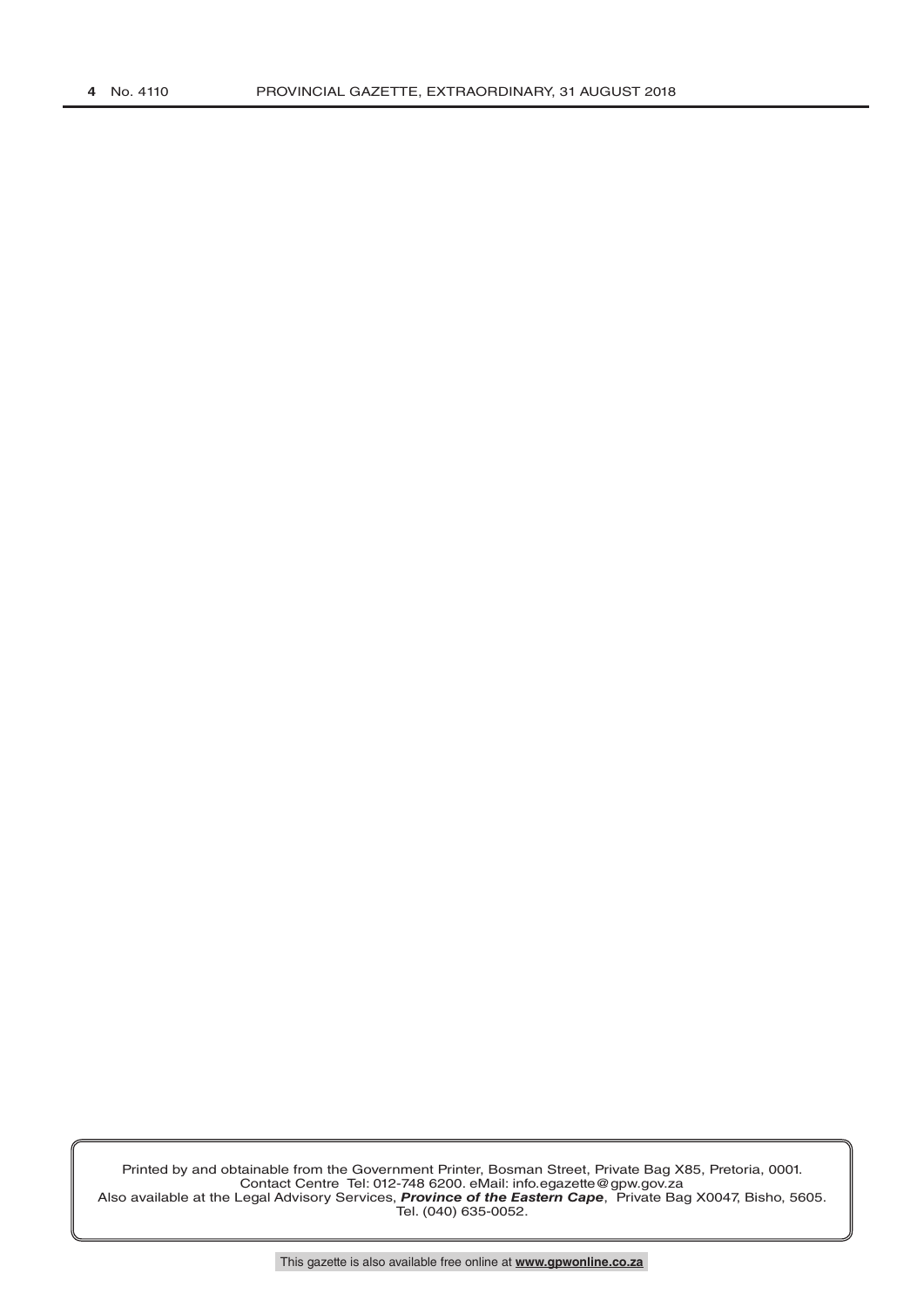Printed by and obtainable from the Government Printer, Bosman Street, Private Bag X85, Pretoria, 0001.
Contact Centre Tel: 012-748 6200. eMail: info.egazette@gpw.gov.za
Also available at the Legal Advisory Services, ***Province of the Eastern Cape***, Private Bag X0047, Bisho, 5605.
Tel. (040) 635-0052.

This gazette is also available free online at **www.gpwonline.co.za**